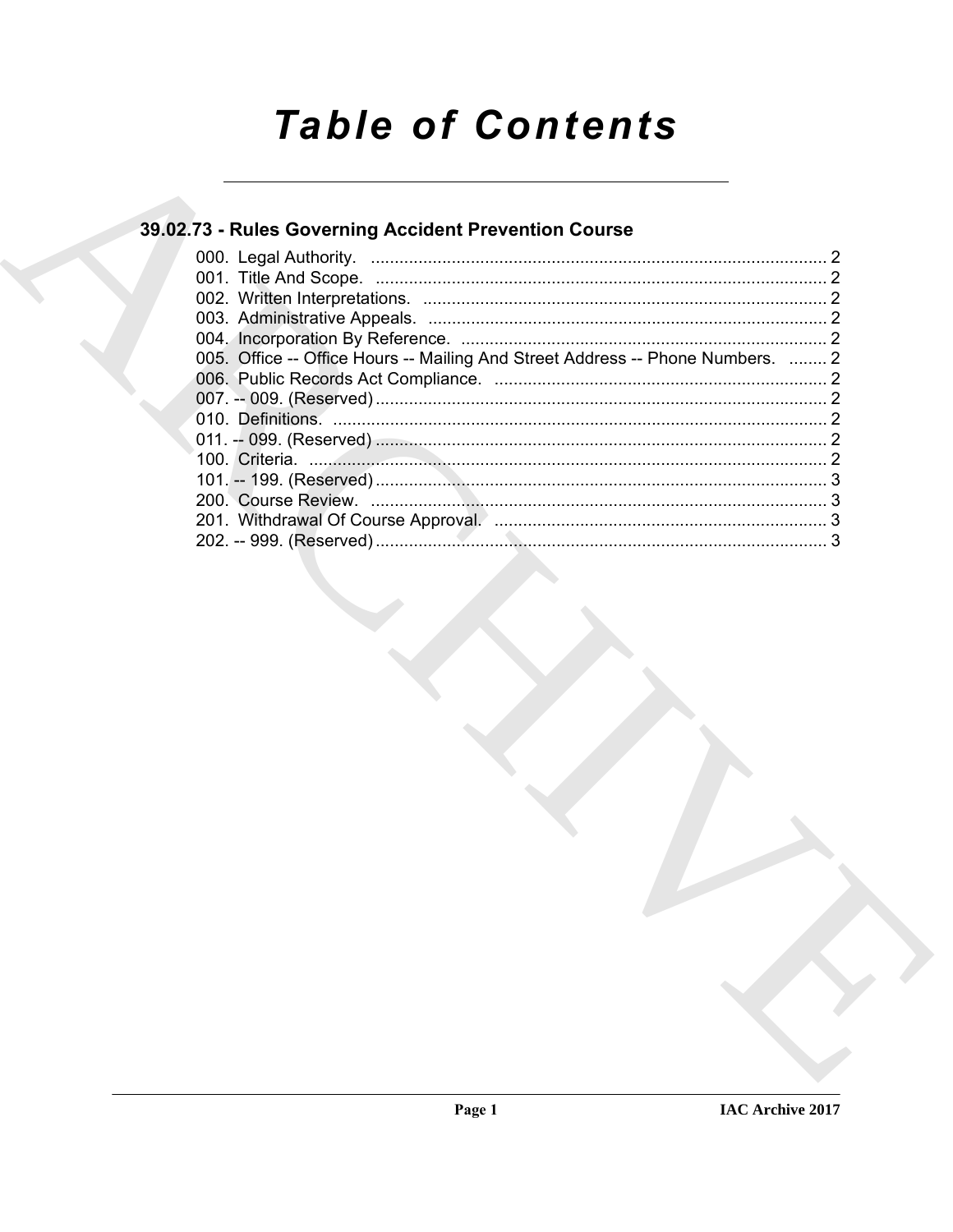# Table of Contents

## 39.02.73 - Rules Governing Accident Prevention Course

000. Legal Authority. ................................................................................................ 2
001. Title And Scope. ............................................................................................... 2
002. Written Interpretations. ..................................................................................... 2
003. Administrative Appeals. .................................................................................... 2
004. Incorporation By Reference. ............................................................................. 2
005. Office -- Office Hours -- Mailing And Street Address -- Phone Numbers. ........ 2
006. Public Records Act Compliance. ...................................................................... 2
007. -- 009. (Reserved) ............................................................................................... 2
010. Definitions. ........................................................................................................ 2
011. -- 099. (Reserved) ............................................................................................... 2
100. Criteria. ............................................................................................................. 2
101. -- 199. (Reserved) ............................................................................................... 3
200. Course Review. ................................................................................................ 3
201. Withdrawal Of Course Approval. ...................................................................... 3
202. -- 999. (Reserved) ............................................................................................... 3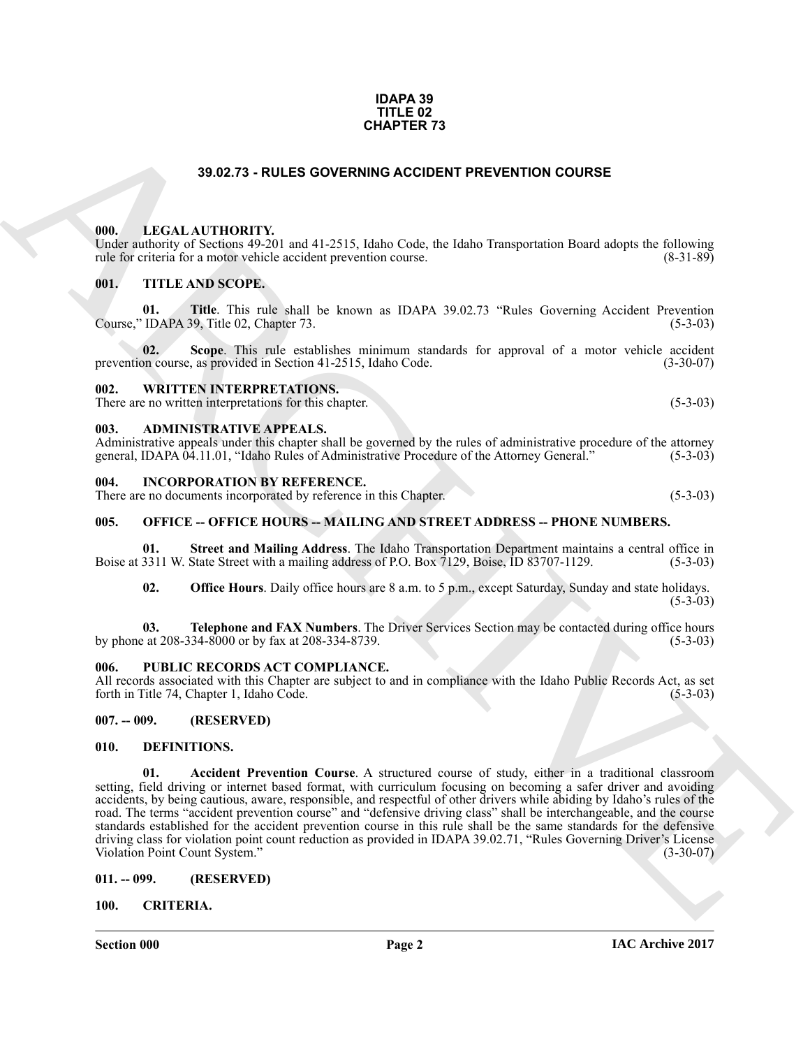**IDAPA 39**
**TITLE 02**
**CHAPTER 73**

# 39.02.73 - RULES GOVERNING ACCIDENT PREVENTION COURSE

## 000. LEGAL AUTHORITY.

Under authority of Sections 49-201 and 41-2515, Idaho Code, the Idaho Transportation Board adopts the following rule for criteria for a motor vehicle accident prevention course. (8-31-89)

## 001. TITLE AND SCOPE.

**01. Title**. This rule shall be known as IDAPA 39.02.73 "Rules Governing Accident Prevention Course," IDAPA 39, Title 02, Chapter 73. (5-3-03)

**02. Scope**. This rule establishes minimum standards for approval of a motor vehicle accident prevention course, as provided in Section 41-2515, Idaho Code. (3-30-07)

## 002. WRITTEN INTERPRETATIONS.

There are no written interpretations for this chapter. (5-3-03)

## 003. ADMINISTRATIVE APPEALS.

Administrative appeals under this chapter shall be governed by the rules of administrative procedure of the attorney general, IDAPA 04.11.01, "Idaho Rules of Administrative Procedure of the Attorney General." (5-3-03)

## 004. INCORPORATION BY REFERENCE.

There are no documents incorporated by reference in this Chapter. (5-3-03)

## 005. OFFICE -- OFFICE HOURS -- MAILING AND STREET ADDRESS -- PHONE NUMBERS.

**01. Street and Mailing Address**. The Idaho Transportation Department maintains a central office in Boise at 3311 W. State Street with a mailing address of P.O. Box 7129, Boise, ID 83707-1129. (5-3-03)

**02. Office Hours**. Daily office hours are 8 a.m. to 5 p.m., except Saturday, Sunday and state holidays. (5-3-03)

**03. Telephone and FAX Numbers**. The Driver Services Section may be contacted during office hours by phone at 208-334-8000 or by fax at 208-334-8739. (5-3-03)

## 006. PUBLIC RECORDS ACT COMPLIANCE.

All records associated with this Chapter are subject to and in compliance with the Idaho Public Records Act, as set forth in Title 74, Chapter 1, Idaho Code. (5-3-03)

## 007. -- 009. (RESERVED)

## 010. DEFINITIONS.

**01. Accident Prevention Course**. A structured course of study, either in a traditional classroom setting, field driving or internet based format, with curriculum focusing on becoming a safer driver and avoiding accidents, by being cautious, aware, responsible, and respectful of other drivers while abiding by Idaho's rules of the road. The terms "accident prevention course" and "defensive driving class" shall be interchangeable, and the course standards established for the accident prevention course in this rule shall be the same standards for the defensive driving class for violation point count reduction as provided in IDAPA 39.02.71, "Rules Governing Driver's License Violation Point Count System." (3-30-07)

## 011. -- 099. (RESERVED)

## 100. CRITERIA.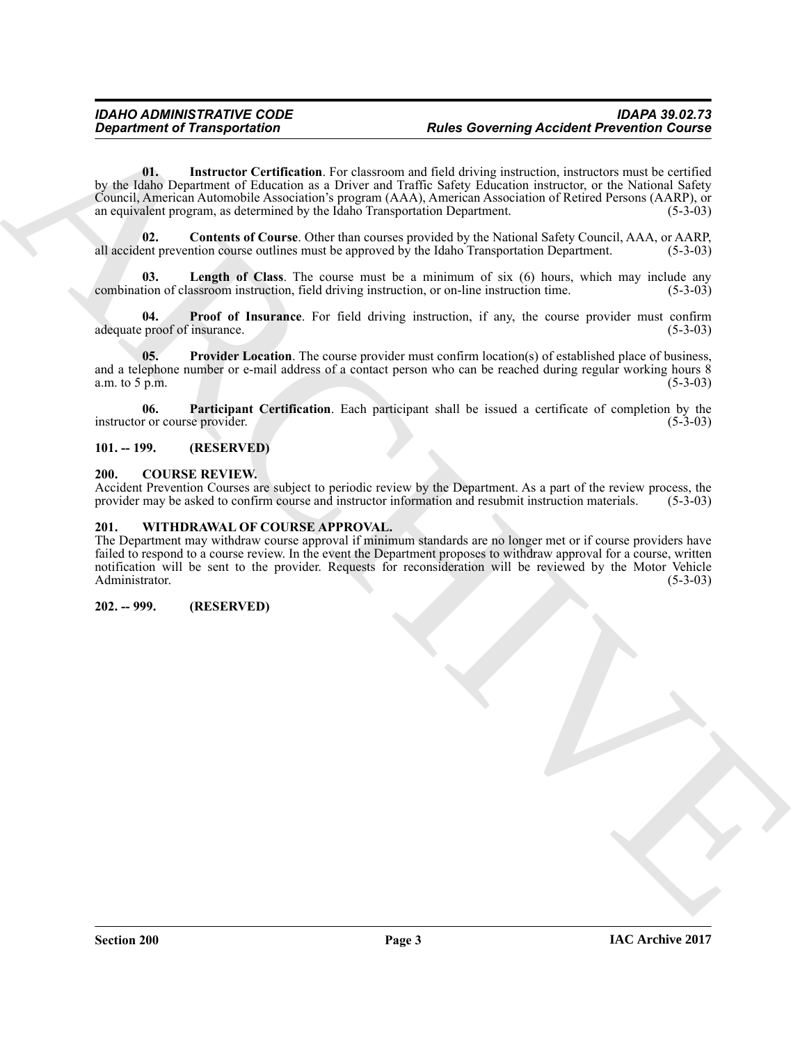**01. Instructor Certification**. For classroom and field driving instruction, instructors must be certified by the Idaho Department of Education as a Driver and Traffic Safety Education instructor, or the National Safety Council, American Automobile Association's program (AAA), American Association of Retired Persons (AARP), or an equivalent program, as determined by the Idaho Transportation Department. (5-3-03)

**02. Contents of Course**. Other than courses provided by the National Safety Council, AAA, or AARP, all accident prevention course outlines must be approved by the Idaho Transportation Department. (5-3-03)

**03. Length of Class**. The course must be a minimum of six (6) hours, which may include any combination of classroom instruction, field driving instruction, or on-line instruction time. (5-3-03)

**04. Proof of Insurance**. For field driving instruction, if any, the course provider must confirm adequate proof of insurance. (5-3-03)

**05. Provider Location**. The course provider must confirm location(s) of established place of business, and a telephone number or e-mail address of a contact person who can be reached during regular working hours 8 a.m. to 5 p.m. (5-3-03)

**06. Participant Certification**. Each participant shall be issued a certificate of completion by the instructor or course provider. (5-3-03)

### 101. -- 199. (RESERVED)

### 200. COURSE REVIEW.

Accident Prevention Courses are subject to periodic review by the Department. As a part of the review process, the provider may be asked to confirm course and instructor information and resubmit instruction materials. (5-3-03)

### 201. WITHDRAWAL OF COURSE APPROVAL.

The Department may withdraw course approval if minimum standards are no longer met or if course providers have failed to respond to a course review. In the event the Department proposes to withdraw approval for a course, written notification will be sent to the provider. Requests for reconsideration will be reviewed by the Motor Vehicle Administrator. (5-3-03)

### 202. -- 999. (RESERVED)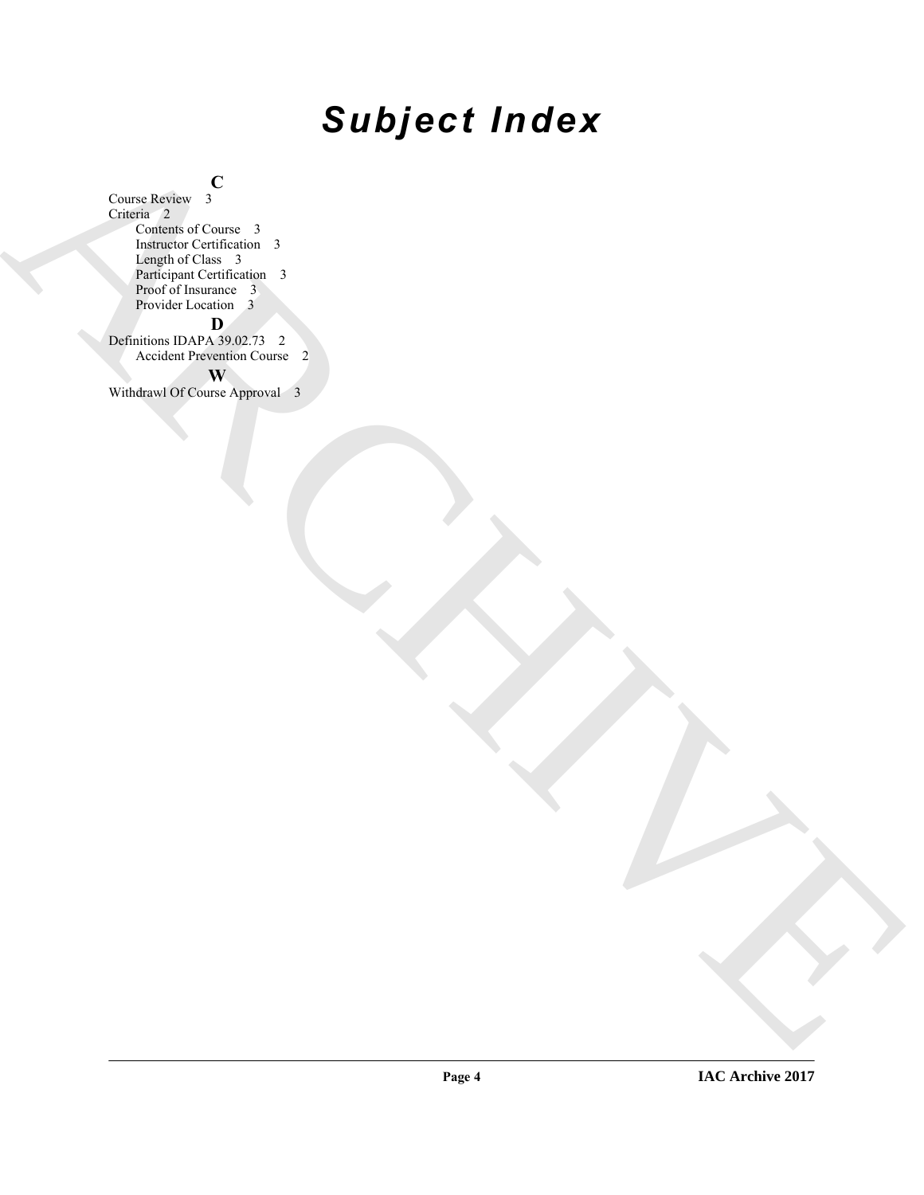# *Subject Index*

**C**

Course Review 3

Criteria 2

- Contents of Course 3
- Instructor Certification 3
- Length of Class 3
- Participant Certification 3
- Proof of Insurance 3
- Provider Location 3

**D**

Definitions IDAPA 39.02.73 2

- Accident Prevention Course 2

**W**

Withdrawl Of Course Approval 3